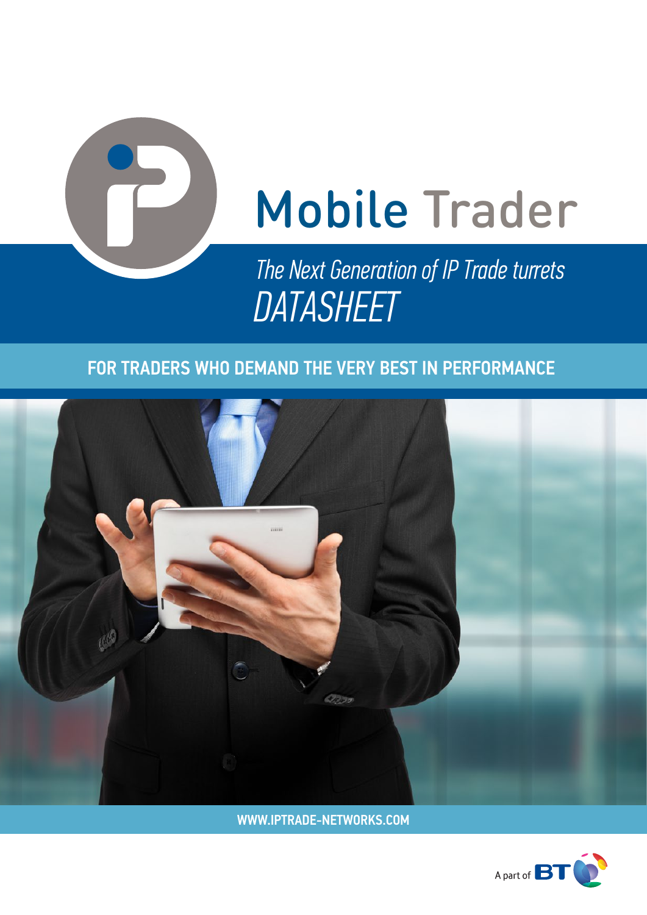# Mobile Trader

*The Next Generation of IP Trade turrets*

*DATASHEET*

## FOR TRADERS WHO DEMAND THE VERY BEST IN PERFORMANCE

WWW.IPTRADE-NETWORKS.COM

A part of BT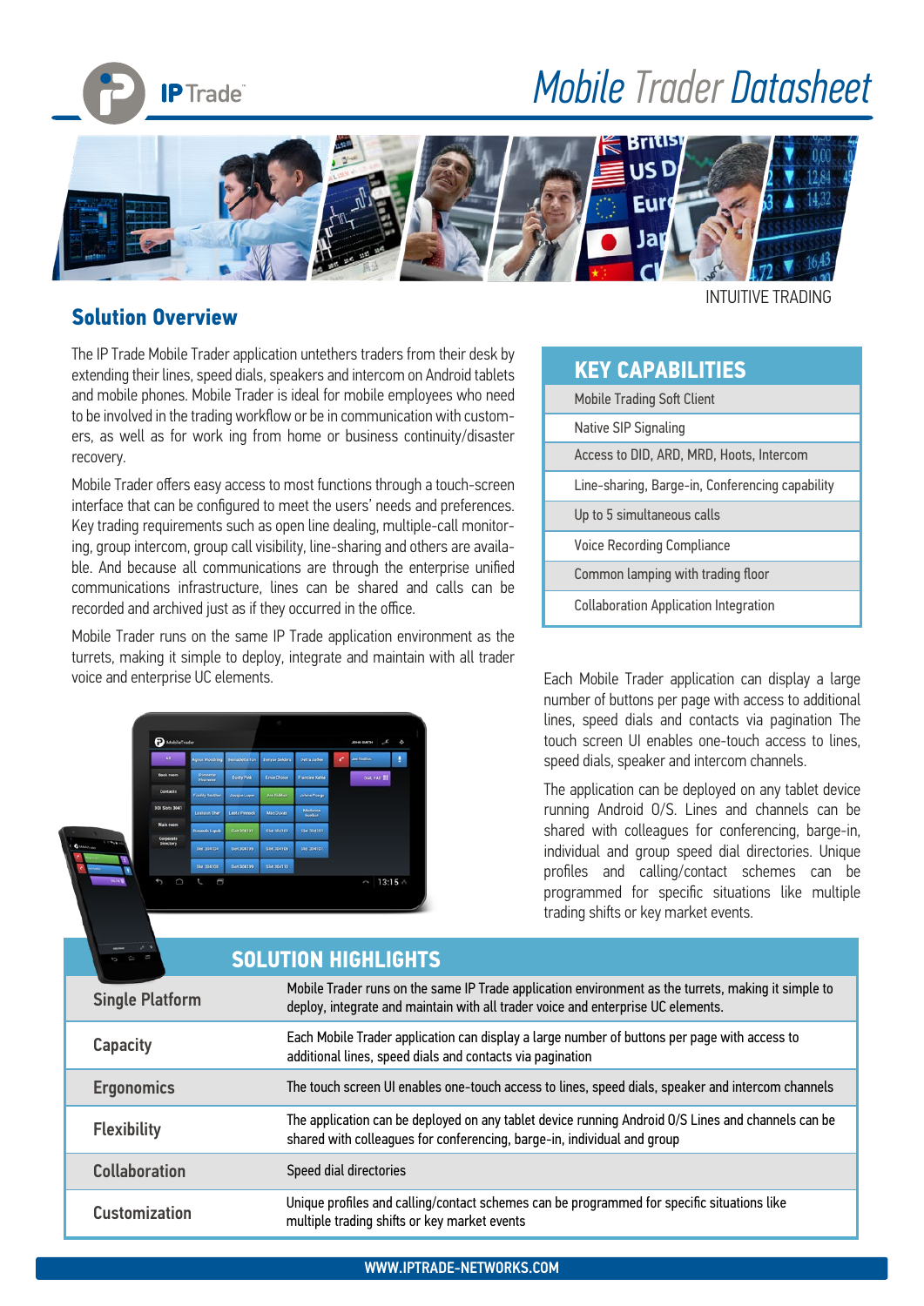# Mobile Trader Datasheet

INTUITIVE TRADING

## Solution Overview

The IP Trade Mobile Trader application untethers traders from their desk by extending their lines, speed dials, speakers and intercom on Android tablets and mobile phones. Mobile Trader is ideal for mobile employees who need to be involved in the trading workflow or be in communication with customers, as well as for work ing from home or business continuity/disaster recovery.

Mobile Trader offers easy access to most functions through a touch-screen interface that can be configured to meet the users' needs and preferences. Key trading requirements such as open line dealing, multiple-call monitoring, group intercom, group call visibility, line-sharing and others are available. And because all communications are through the enterprise unified communications infrastructure, lines can be shared and calls can be recorded and archived just as if they occurred in the office.

Mobile Trader runs on the same IP Trade application environment as the turrets, making it simple to deploy, integrate and maintain with all trader voice and enterprise UC elements.

| KEY CAPABILITIES |
|---|
| Mobile Trading Soft Client |
| Native SIP Signaling |
| Access to DID, ARD, MRD, Hoots, Intercom |
| Line-sharing, Barge-in, Conferencing capability |
| Up to 5 simultaneous calls |
| Voice Recording Compliance |
| Common lamping with trading floor |
| Collaboration Application Integration |

Each Mobile Trader application can display a large number of buttons per page with access to additional lines, speed dials and contacts via pagination The touch screen UI enables one-touch access to lines, speed dials, speaker and intercom channels.

The application can be deployed on any tablet device running Android O/S. Lines and channels can be shared with colleagues for conferencing, barge-in, individual and group speed dial directories. Unique profiles and calling/contact schemes can be programmed for specific situations like multiple trading shifts or key market events.

## SOLUTION HIGHLIGHTS

| | |
|---|---|
| **Single Platform** | Mobile Trader runs on the same IP Trade application environment as the turrets, making it simple to deploy, integrate and maintain with all trader voice and enterprise UC elements. |
| **Capacity** | Each Mobile Trader application can display a large number of buttons per page with access to additional lines, speed dials and contacts via pagination |
| **Ergonomics** | The touch screen UI enables one-touch access to lines, speed dials, speaker and intercom channels |
| **Flexibility** | The application can be deployed on any tablet device running Android O/S Lines and channels can be shared with colleagues for conferencing, barge-in, individual and group |
| **Collaboration** | Speed dial directories |
| **Customization** | Unique profiles and calling/contact schemes can be programmed for specific situations like multiple trading shifts or key market events |

WWW.IPTRADE-NETWORKS.COM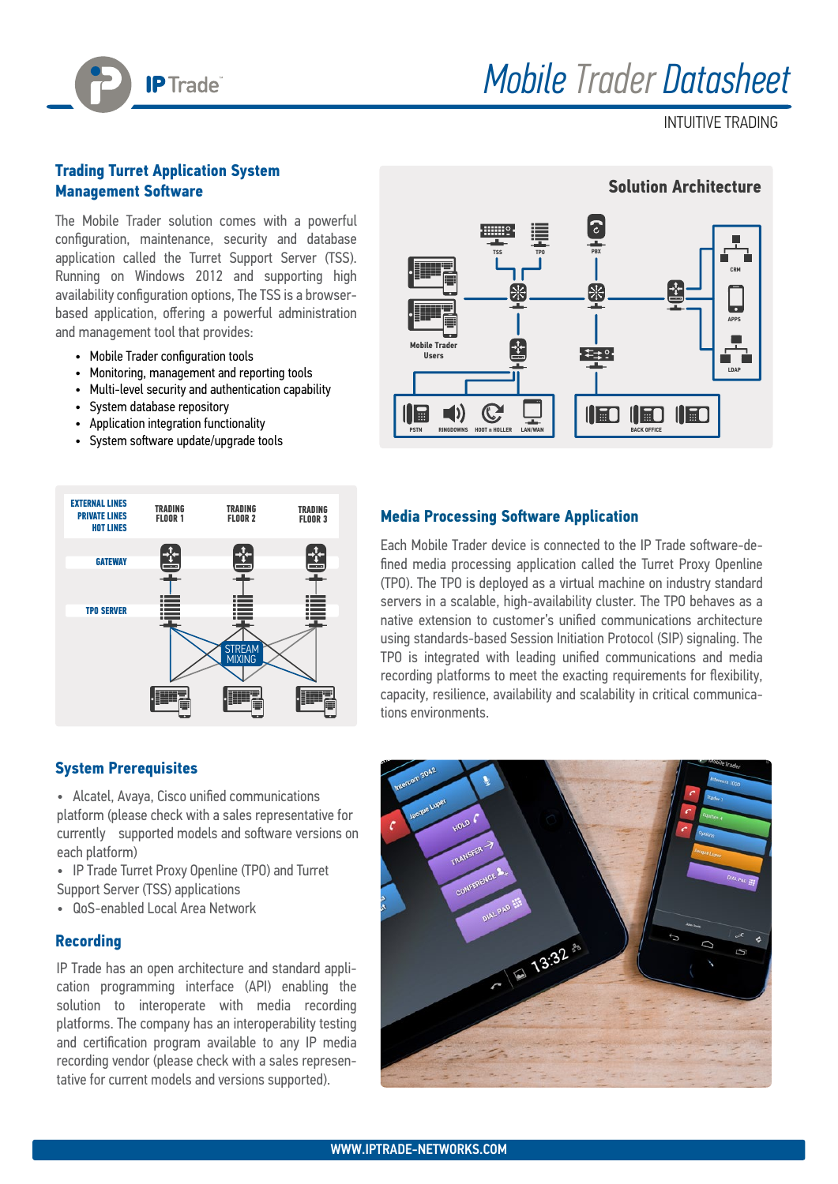# Mobile Trader Datasheet

INTUITIVE TRADING

## Trading Turret Application System Management Software

The Mobile Trader solution comes with a powerful configuration, maintenance, security and database application called the Turret Support Server (TSS). Running on Windows 2012 and supporting high availability configuration options, The TSS is a browser-based application, offering a powerful administration and management tool that provides:

- Mobile Trader configuration tools
- Monitoring, management and reporting tools
- Multi-level security and authentication capability
- System database repository
- Application integration functionality
- System software update/upgrade tools

## Media Processing Software Application

Each Mobile Trader device is connected to the IP Trade software-defined media processing application called the Turret Proxy Openline (TPO). The TPO is deployed as a virtual machine on industry standard servers in a scalable, high-availability cluster. The TPO behaves as a native extension to customer's unified communications architecture using standards-based Session Initiation Protocol (SIP) signaling. The TPO is integrated with leading unified communications and media recording platforms to meet the exacting requirements for flexibility, capacity, resilience, availability and scalability in critical communications environments.

## System Prerequisites

- Alcatel, Avaya, Cisco unified communications platform (please check with a sales representative for currently supported models and software versions on each platform)
- IP Trade Turret Proxy Openline (TPO) and Turret Support Server (TSS) applications
- QoS-enabled Local Area Network

## Recording

IP Trade has an open architecture and standard application programming interface (API) enabling the solution to interoperate with media recording platforms. The company has an interoperability testing and certification program available to any IP media recording vendor (please check with a sales representative for current models and versions supported).

WWW.IPTRADE-NETWORKS.COM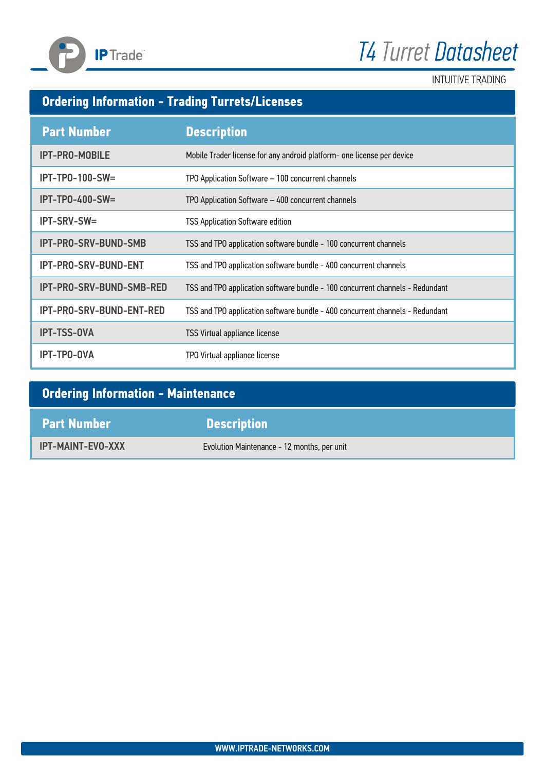## Ordering Information - Trading Turrets/Licenses

| Part Number | Description |
|---|---|
| IPT-PRO-MOBILE | Mobile Trader license for any android platform- one license per device |
| IPT-TPO-100-SW= | TPO Application Software – 100 concurrent channels |
| IPT-TPO-400-SW= | TPO Application Software – 400 concurrent channels |
| IPT-SRV-SW= | TSS Application Software edition |
| IPT-PRO-SRV-BUND-SMB | TSS and TPO application software bundle - 100 concurrent channels |
| IPT-PRO-SRV-BUND-ENT | TSS and TPO application software bundle - 400 concurrent channels |
| IPT-PRO-SRV-BUND-SMB-RED | TSS and TPO application software bundle - 100 concurrent channels - Redundant |
| IPT-PRO-SRV-BUND-ENT-RED | TSS and TPO application software bundle - 400 concurrent channels - Redundant |
| IPT-TSS-OVA | TSS Virtual appliance license |
| IPT-TPO-OVA | TPO Virtual appliance license |

## Ordering Information - Maintenance

| Part Number | Description |
|---|---|
| IPT-MAINT-EVO-XXX | Evolution Maintenance - 12 months, per unit |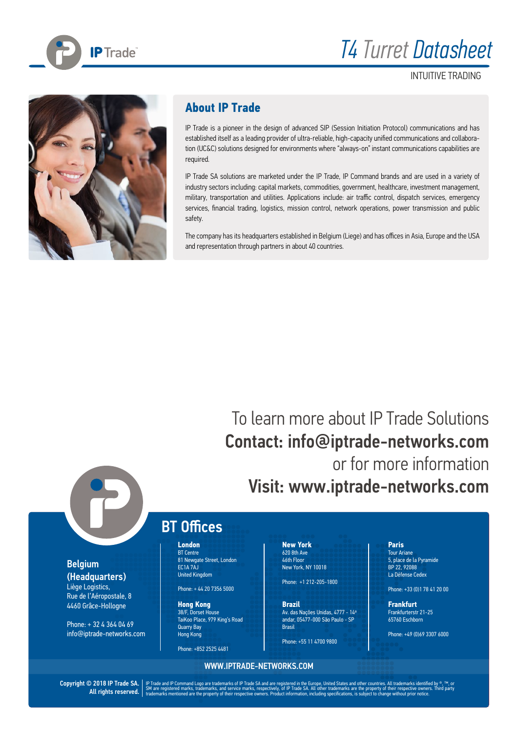# T4 Turret Datasheet

INTUITIVE TRADING

## About IP Trade

IP Trade is a pioneer in the design of advanced SIP (Session Initiation Protocol) communications and has established itself as a leading provider of ultra-reliable, high-capacity unified communications and collaboration (UC&C) solutions designed for environments where "always-on" instant communications capabilities are required.

IP Trade SA solutions are marketed under the IP Trade, IP Command brands and are used in a variety of industry sectors including: capital markets, commodities, government, healthcare, investment management, military, transportation and utilities. Applications include: air traffic control, dispatch services, emergency services, financial trading, logistics, mission control, network operations, power transmission and public safety.

The company has its headquarters established in Belgium (Liege) and has offices in Asia, Europe and the USA and representation through partners in about 40 countries.

To learn more about IP Trade Solutions
**Contact: info@iptrade-networks.com**
or for more information
**Visit: www.iptrade-networks.com**

**Belgium (Headquarters)**
Liège Logistics,
Rue de l'Aéropostale, 8
4460 Grâce-Hollogne

Phone: + 32 4 364 04 69
info@iptrade-networks.com

## BT Offices

**London**
BT Centre
81 Newgate Street, London
EC1A 7AJ
United Kingdom

Phone: + 44 20 7356 5000

**Hong Kong**
38/F, Dorset House
TaiKoo Place, 979 King's Road
Quarry Bay
Hong Kong

Phone: +852 2525 4481

**New York**
620 8th Ave
46th Floor
New York, NY 10018

Phone: +1 212-205-1800

**Brazil**
Av. das Nações Unidas, 4777 - 14º
andar, 05477-000 São Paulo - SP
Brasil

Phone: +55 11 4700 9800

**Paris**
Tour Ariane
5, place de la Pyramide
BP 22, 92088
La Défense Cedex

Phone: +33 (0)1 78 41 20 00

**Frankfurt**
Frankfurterstr 21-25
65760 Eschborn

Phone: +49 (0)69 3307 6000

WWW.IPTRADE-NETWORKS.COM

**Copyright © 2018 IP Trade SA. All rights reserved.**

IP Trade and IP Command Logo are trademarks of IP Trade SA and are registered in the Europe, United States and other countries. All trademarks identified by ®, ™, or SM are registered marks, trademarks, and service marks, respectively, of IP Trade SA. All other trademarks are the property of their respective owners. Third party trademarks mentioned are the property of their respective owners. Product information, including specifications, is subject to change without prior notice.